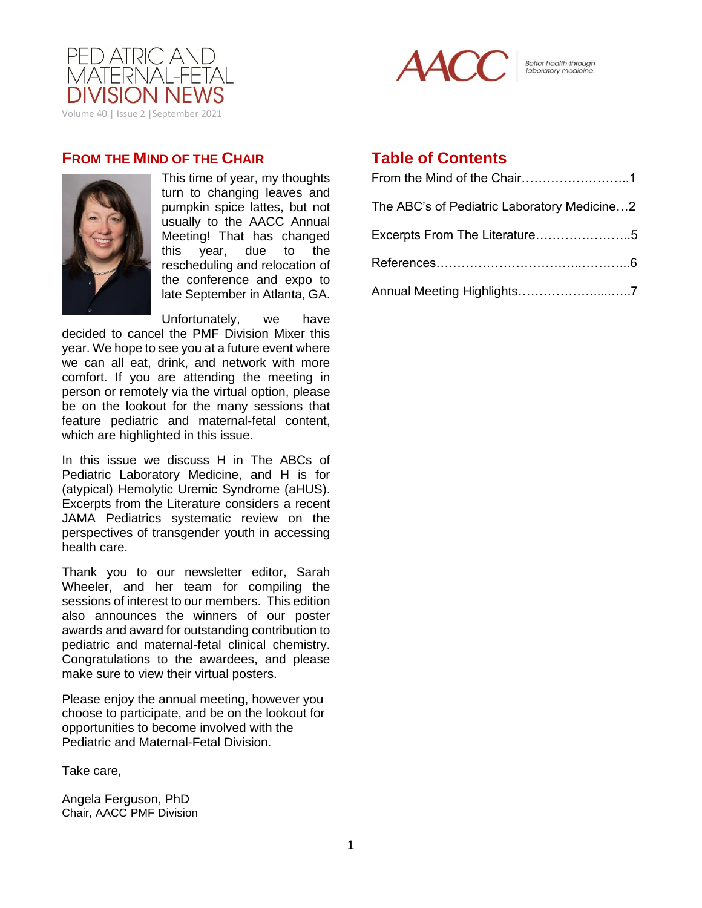# PEDIATRIC AND MATERNAL-FETAL DIVISION NEWS

Volume 40 | Issue 2 | September 2021

AACC — Better health through laboratory medicine.

## Table of Contents

From the Mind of the Chair……………………..1

The ABC's of Pediatric Laboratory Medicine…2

Excerpts From The Literature…………………..5

References………………………………..………...6

Annual Meeting Highlights………………...…..7

## From the Mind of the Chair

This time of year, my thoughts turn to changing leaves and pumpkin spice lattes, but not usually to the AACC Annual Meeting! That has changed this year, due to the rescheduling and relocation of the conference and expo to late September in Atlanta, GA.

Unfortunately, we have decided to cancel the PMF Division Mixer this year. We hope to see you at a future event where we can all eat, drink, and network with more comfort. If you are attending the meeting in person or remotely via the virtual option, please be on the lookout for the many sessions that feature pediatric and maternal-fetal content, which are highlighted in this issue.

In this issue we discuss H in The ABCs of Pediatric Laboratory Medicine, and H is for (atypical) Hemolytic Uremic Syndrome (aHUS). Excerpts from the Literature considers a recent JAMA Pediatrics systematic review on the perspectives of transgender youth in accessing health care.

Thank you to our newsletter editor, Sarah Wheeler, and her team for compiling the sessions of interest to our members. This edition also announces the winners of our poster awards and award for outstanding contribution to pediatric and maternal-fetal clinical chemistry. Congratulations to the awardees, and please make sure to view their virtual posters.

Please enjoy the annual meeting, however you choose to participate, and be on the lookout for opportunities to become involved with the Pediatric and Maternal-Fetal Division.

Take care,

Angela Ferguson, PhD
Chair, AACC PMF Division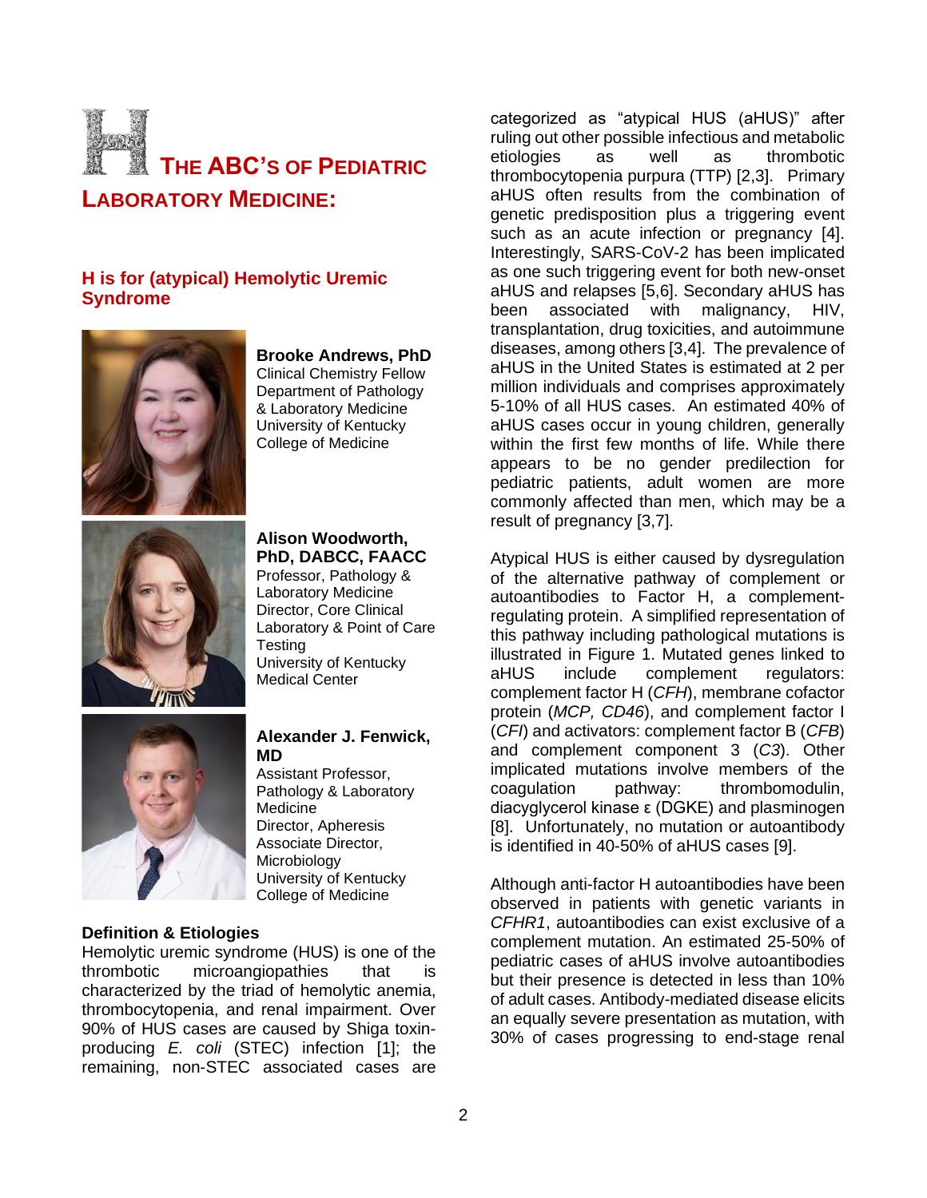# THE ABC'S OF PEDIATRIC LABORATORY MEDICINE:

## H is for (atypical) Hemolytic Uremic Syndrome

**Brooke Andrews, PhD**
Clinical Chemistry Fellow
Department of Pathology & Laboratory Medicine
University of Kentucky College of Medicine

**Alison Woodworth, PhD, DABCC, FAACC**
Professor, Pathology & Laboratory Medicine
Director, Core Clinical Laboratory & Point of Care Testing
University of Kentucky Medical Center

**Alexander J. Fenwick, MD**
Assistant Professor, Pathology & Laboratory Medicine
Director, Apheresis
Associate Director, Microbiology
University of Kentucky College of Medicine

### Definition & Etiologies

Hemolytic uremic syndrome (HUS) is one of the thrombotic microangiopathies that is characterized by the triad of hemolytic anemia, thrombocytopenia, and renal impairment. Over 90% of HUS cases are caused by Shiga toxin-producing *E. coli* (STEC) infection [1]; the remaining, non-STEC associated cases are categorized as "atypical HUS (aHUS)" after ruling out other possible infectious and metabolic etiologies as well as thrombotic thrombocytopenia purpura (TTP) [2,3]. Primary aHUS often results from the combination of genetic predisposition plus a triggering event such as an acute infection or pregnancy [4]. Interestingly, SARS-CoV-2 has been implicated as one such triggering event for both new-onset aHUS and relapses [5,6]. Secondary aHUS has been associated with malignancy, HIV, transplantation, drug toxicities, and autoimmune diseases, among others [3,4]. The prevalence of aHUS in the United States is estimated at 2 per million individuals and comprises approximately 5-10% of all HUS cases. An estimated 40% of aHUS cases occur in young children, generally within the first few months of life. While there appears to be no gender predilection for pediatric patients, adult women are more commonly affected than men, which may be a result of pregnancy [3,7].

Atypical HUS is either caused by dysregulation of the alternative pathway of complement or autoantibodies to Factor H, a complement-regulating protein. A simplified representation of this pathway including pathological mutations is illustrated in Figure 1. Mutated genes linked to aHUS include complement regulators: complement factor H (*CFH*), membrane cofactor protein (*MCP, CD46*), and complement factor I (*CFI*) and activators: complement factor B (*CFB*) and complement component 3 (*C3*). Other implicated mutations involve members of the coagulation pathway: thrombomodulin, diacylglycerol kinase ε (DGKE) and plasminogen [8]. Unfortunately, no mutation or autoantibody is identified in 40-50% of aHUS cases [9].

Although anti-factor H autoantibodies have been observed in patients with genetic variants in *CFHR1*, autoantibodies can exist exclusive of a complement mutation. An estimated 25-50% of pediatric cases of aHUS involve autoantibodies but their presence is detected in less than 10% of adult cases. Antibody-mediated disease elicits an equally severe presentation as mutation, with 30% of cases progressing to end-stage renal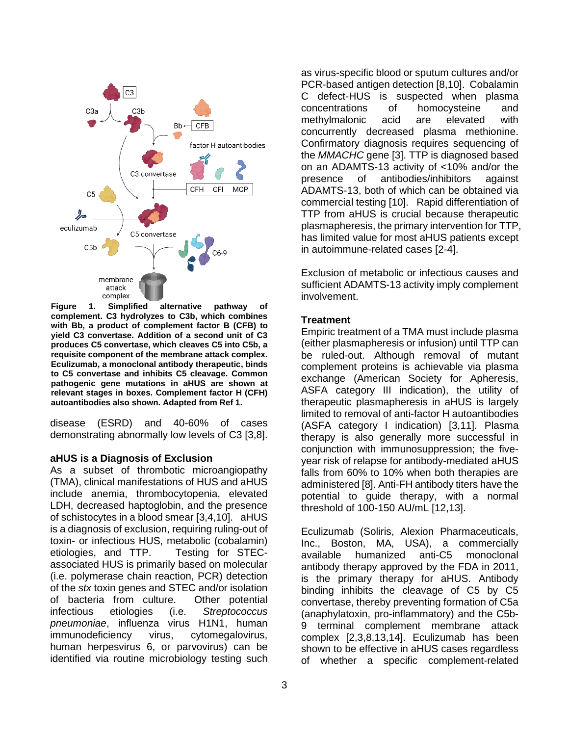**Figure 1. Simplified alternative pathway of complement. C3 hydrolyzes to C3b, which combines with Bb, a product of complement factor B (CFB) to yield C3 convertase. Addition of a second unit of C3 produces C5 convertase, which cleaves C5 into C5b, a requisite component of the membrane attack complex. Eculizumab, a monoclonal antibody therapeutic, binds to C5 convertase and inhibits C5 cleavage. Common pathogenic gene mutations in aHUS are shown at relevant stages in boxes. Complement factor H (CFH) autoantibodies also shown. Adapted from Ref 1.**

disease (ESRD) and 40-60% of cases demonstrating abnormally low levels of C3 [3,8].

## aHUS is a Diagnosis of Exclusion

As a subset of thrombotic microangiopathy (TMA), clinical manifestations of HUS and aHUS include anemia, thrombocytopenia, elevated LDH, decreased haptoglobin, and the presence of schistocytes in a blood smear [3,4,10]. aHUS is a diagnosis of exclusion, requiring ruling-out of toxin- or infectious HUS, metabolic (cobalamin) etiologies, and TTP. Testing for STEC-associated HUS is primarily based on molecular (i.e. polymerase chain reaction, PCR) detection of the *stx* toxin genes and STEC and/or isolation of bacteria from culture. Other potential infectious etiologies (i.e. *Streptococcus pneumoniae*, influenza virus H1N1, human immunodeficiency virus, cytomegalovirus, human herpesvirus 6, or parvovirus) can be identified via routine microbiology testing such as virus-specific blood or sputum cultures and/or PCR-based antigen detection [8,10]. Cobalamin C defect-HUS is suspected when plasma concentrations of homocysteine and methylmalonic acid are elevated with concurrently decreased plasma methionine. Confirmatory diagnosis requires sequencing of the *MMACHC* gene [3]. TTP is diagnosed based on an ADAMTS-13 activity of <10% and/or the presence of antibodies/inhibitors against ADAMTS-13, both of which can be obtained via commercial testing [10]. Rapid differentiation of TTP from aHUS is crucial because therapeutic plasmapheresis, the primary intervention for TTP, has limited value for most aHUS patients except in autoimmune-related cases [2-4].

Exclusion of metabolic or infectious causes and sufficient ADAMTS-13 activity imply complement involvement.

## Treatment

Empiric treatment of a TMA must include plasma (either plasmapheresis or infusion) until TTP can be ruled-out. Although removal of mutant complement proteins is achievable via plasma exchange (American Society for Apheresis, ASFA category III indication), the utility of therapeutic plasmapheresis in aHUS is largely limited to removal of anti-factor H autoantibodies (ASFA category I indication) [3,11]. Plasma therapy is also generally more successful in conjunction with immunosuppression; the five-year risk of relapse for antibody-mediated aHUS falls from 60% to 10% when both therapies are administered [8]. Anti-FH antibody titers have the potential to guide therapy, with a normal threshold of 100-150 AU/mL [12,13].

Eculizumab (Soliris, Alexion Pharmaceuticals, Inc., Boston, MA, USA), a commercially available humanized anti-C5 monoclonal antibody therapy approved by the FDA in 2011, is the primary therapy for aHUS. Antibody binding inhibits the cleavage of C5 by C5 convertase, thereby preventing formation of C5a (anaphylatoxin, pro-inflammatory) and the C5b-9 terminal complement membrane attack complex [2,3,8,13,14]. Eculizumab has been shown to be effective in aHUS cases regardless of whether a specific complement-related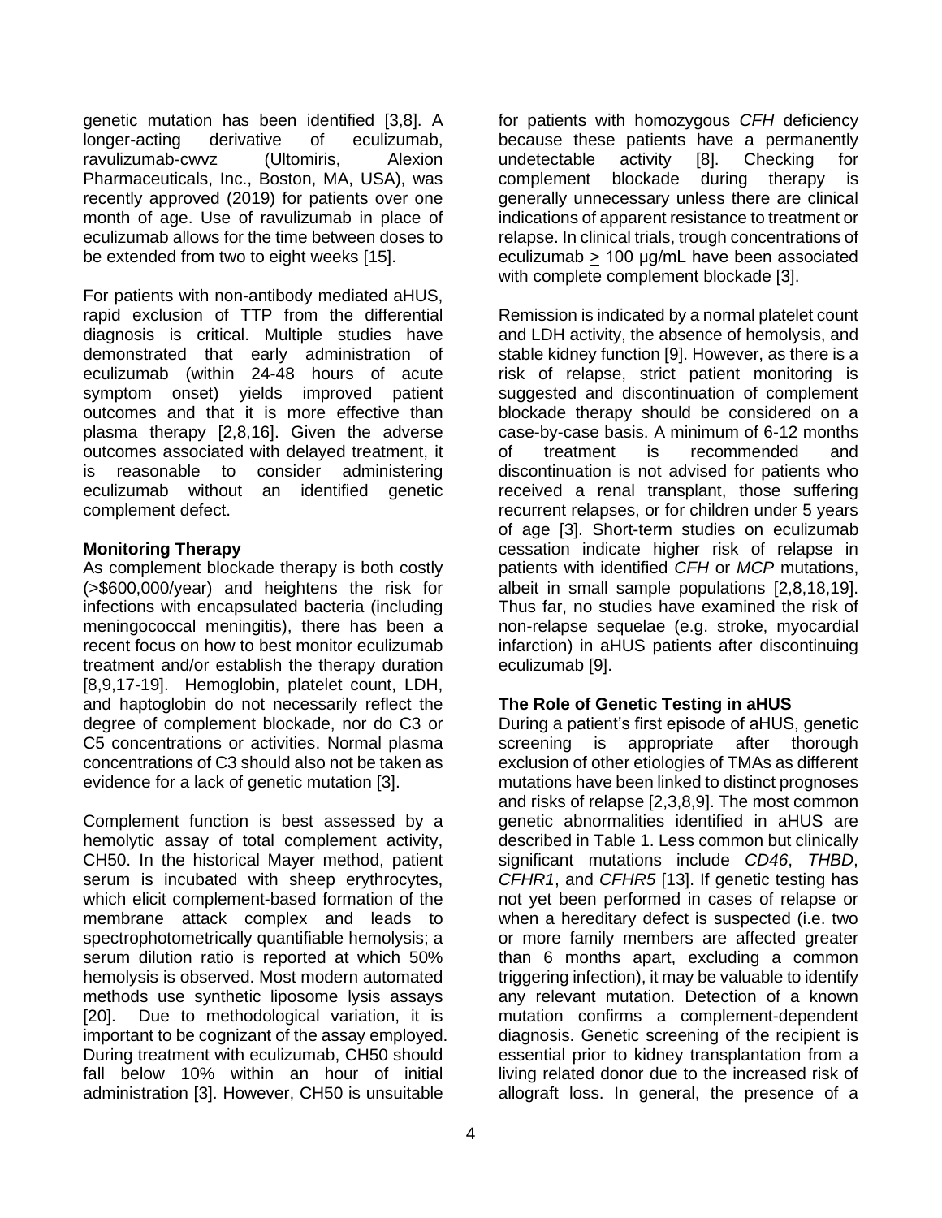genetic mutation has been identified [3,8]. A longer-acting derivative of eculizumab, ravulizumab-cwvz (Ultomiris, Alexion Pharmaceuticals, Inc., Boston, MA, USA), was recently approved (2019) for patients over one month of age. Use of ravulizumab in place of eculizumab allows for the time between doses to be extended from two to eight weeks [15].

For patients with non-antibody mediated aHUS, rapid exclusion of TTP from the differential diagnosis is critical. Multiple studies have demonstrated that early administration of eculizumab (within 24-48 hours of acute symptom onset) yields improved patient outcomes and that it is more effective than plasma therapy [2,8,16]. Given the adverse outcomes associated with delayed treatment, it is reasonable to consider administering eculizumab without an identified genetic complement defect.

**Monitoring Therapy**

As complement blockade therapy is both costly (>$600,000/year) and heightens the risk for infections with encapsulated bacteria (including meningococcal meningitis), there has been a recent focus on how to best monitor eculizumab treatment and/or establish the therapy duration [8,9,17-19]. Hemoglobin, platelet count, LDH, and haptoglobin do not necessarily reflect the degree of complement blockade, nor do C3 or C5 concentrations or activities. Normal plasma concentrations of C3 should also not be taken as evidence for a lack of genetic mutation [3].

Complement function is best assessed by a hemolytic assay of total complement activity, CH50. In the historical Mayer method, patient serum is incubated with sheep erythrocytes, which elicit complement-based formation of the membrane attack complex and leads to spectrophotometrically quantifiable hemolysis; a serum dilution ratio is reported at which 50% hemolysis is observed. Most modern automated methods use synthetic liposome lysis assays [20]. Due to methodological variation, it is important to be cognizant of the assay employed. During treatment with eculizumab, CH50 should fall below 10% within an hour of initial administration [3]. However, CH50 is unsuitable for patients with homozygous *CFH* deficiency because these patients have a permanently undetectable activity [8]. Checking for complement blockade during therapy is generally unnecessary unless there are clinical indications of apparent resistance to treatment or relapse. In clinical trials, trough concentrations of eculizumab $\geq$ 100 μg/mL have been associated with complete complement blockade [3].

Remission is indicated by a normal platelet count and LDH activity, the absence of hemolysis, and stable kidney function [9]. However, as there is a risk of relapse, strict patient monitoring is suggested and discontinuation of complement blockade therapy should be considered on a case-by-case basis. A minimum of 6-12 months of treatment is recommended and discontinuation is not advised for patients who received a renal transplant, those suffering recurrent relapses, or for children under 5 years of age [3]. Short-term studies on eculizumab cessation indicate higher risk of relapse in patients with identified *CFH* or *MCP* mutations, albeit in small sample populations [2,8,18,19]. Thus far, no studies have examined the risk of non-relapse sequelae (e.g. stroke, myocardial infarction) in aHUS patients after discontinuing eculizumab [9].

**The Role of Genetic Testing in aHUS**

During a patient's first episode of aHUS, genetic screening is appropriate after thorough exclusion of other etiologies of TMAs as different mutations have been linked to distinct prognoses and risks of relapse [2,3,8,9]. The most common genetic abnormalities identified in aHUS are described in Table 1. Less common but clinically significant mutations include *CD46*, *THBD*, *CFHR1*, and *CFHR5* [13]. If genetic testing has not yet been performed in cases of relapse or when a hereditary defect is suspected (i.e. two or more family members are affected greater than 6 months apart, excluding a common triggering infection), it may be valuable to identify any relevant mutation. Detection of a known mutation confirms a complement-dependent diagnosis. Genetic screening of the recipient is essential prior to kidney transplantation from a living related donor due to the increased risk of allograft loss. In general, the presence of a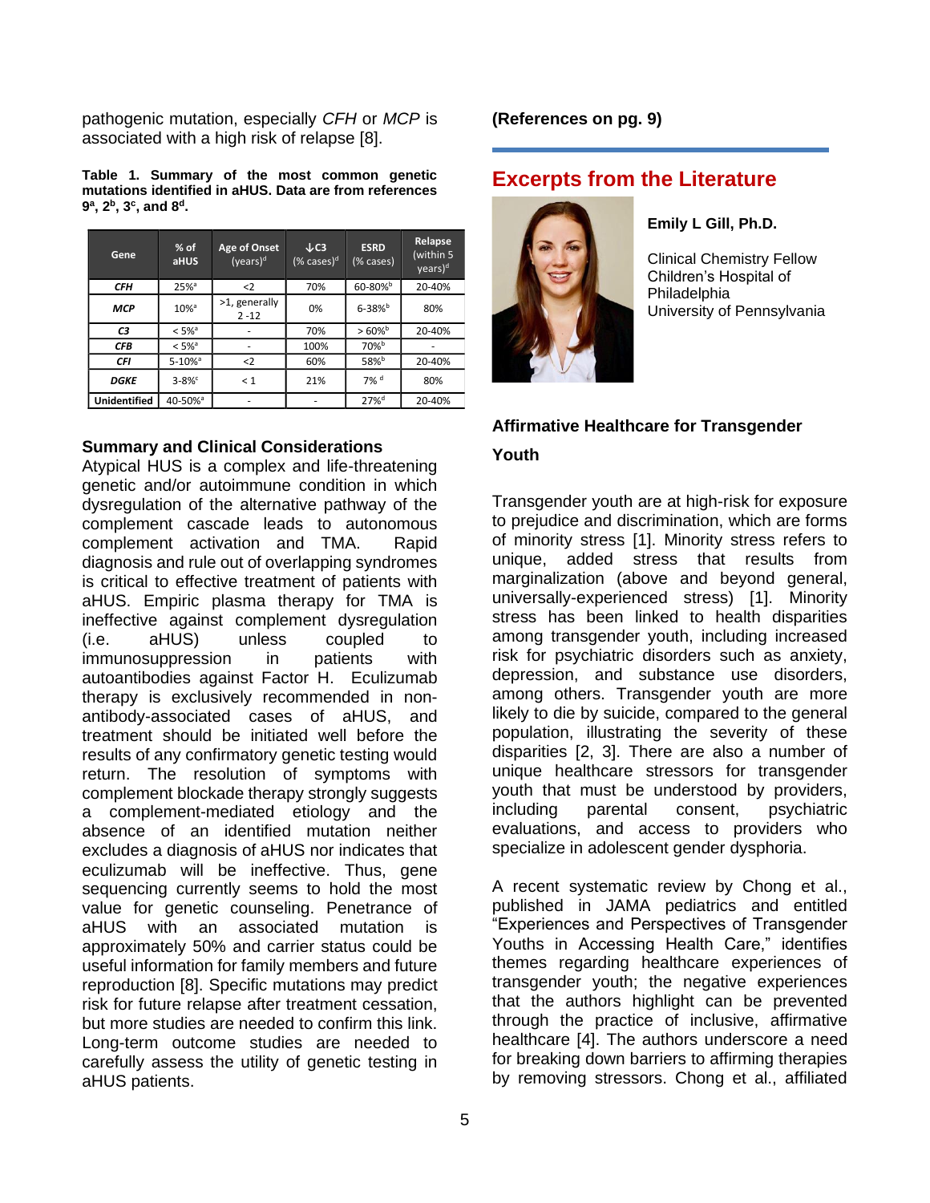pathogenic mutation, especially *CFH* or *MCP* is associated with a high risk of relapse [8].

**Table 1. Summary of the most common genetic mutations identified in aHUS. Data are from references 9[a], 2[b], 3[c], and 8[d].**

| Gene | % of aHUS | Age of Onset (years)[d] | ↓C3 (% cases)[d] | ESRD (% cases) | Relapse (within 5 years)[d] |
|---|---|---|---|---|---|
| ***CFH*** | 25%[a] | <2 | 70% | 60-80%[b] | 20-40% |
| ***MCP*** | 10%[a] | >1, generally 2 -12 | 0% | 6-38%[b] | 80% |
| ***C3*** | < 5%[a] | - | 70% | > 60%[b] | 20-40% |
| ***CFB*** | < 5%[a] | - | 100% | 70%[b] | - |
| ***CFI*** | 5-10%[a] | <2 | 60% | 58%[b] | 20-40% |
| ***DGKE*** | 3-8%[c] | < 1 | 21% | 7% [d] | 80% |
| **Unidentified** | 40-50%[a] | - | - | 27%[d] | 20-40% |

### Summary and Clinical Considerations

Atypical HUS is a complex and life-threatening genetic and/or autoimmune condition in which dysregulation of the alternative pathway of the complement cascade leads to autonomous complement activation and TMA. Rapid diagnosis and rule out of overlapping syndromes is critical to effective treatment of patients with aHUS. Empiric plasma therapy for TMA is ineffective against complement dysregulation (i.e. aHUS) unless coupled to immunosuppression in patients with autoantibodies against Factor H. Eculizumab therapy is exclusively recommended in non-antibody-associated cases of aHUS, and treatment should be initiated well before the results of any confirmatory genetic testing would return. The resolution of symptoms with complement blockade therapy strongly suggests a complement-mediated etiology and the absence of an identified mutation neither excludes a diagnosis of aHUS nor indicates that eculizumab will be ineffective. Thus, gene sequencing currently seems to hold the most value for genetic counseling. Penetrance of aHUS with an associated mutation is approximately 50% and carrier status could be useful information for family members and future reproduction [8]. Specific mutations may predict risk for future relapse after treatment cessation, but more studies are needed to confirm this link. Long-term outcome studies are needed to carefully assess the utility of genetic testing in aHUS patients.

**(References on pg. 9)**

## Excerpts from the Literature

**Emily L Gill, Ph.D.**

Clinical Chemistry Fellow
Children's Hospital of Philadelphia
University of Pennsylvania

### Affirmative Healthcare for Transgender Youth

Transgender youth are at high-risk for exposure to prejudice and discrimination, which are forms of minority stress [1]. Minority stress refers to unique, added stress that results from marginalization (above and beyond general, universally-experienced stress) [1]. Minority stress has been linked to health disparities among transgender youth, including increased risk for psychiatric disorders such as anxiety, depression, and substance use disorders, among others. Transgender youth are more likely to die by suicide, compared to the general population, illustrating the severity of these disparities [2, 3]. There are also a number of unique healthcare stressors for transgender youth that must be understood by providers, including parental consent, psychiatric evaluations, and access to providers who specialize in adolescent gender dysphoria.

A recent systematic review by Chong et al., published in JAMA pediatrics and entitled "Experiences and Perspectives of Transgender Youths in Accessing Health Care," identifies themes regarding healthcare experiences of transgender youth; the negative experiences that the authors highlight can be prevented through the practice of inclusive, affirmative healthcare [4]. The authors underscore a need for breaking down barriers to affirming therapies by removing stressors. Chong et al., affiliated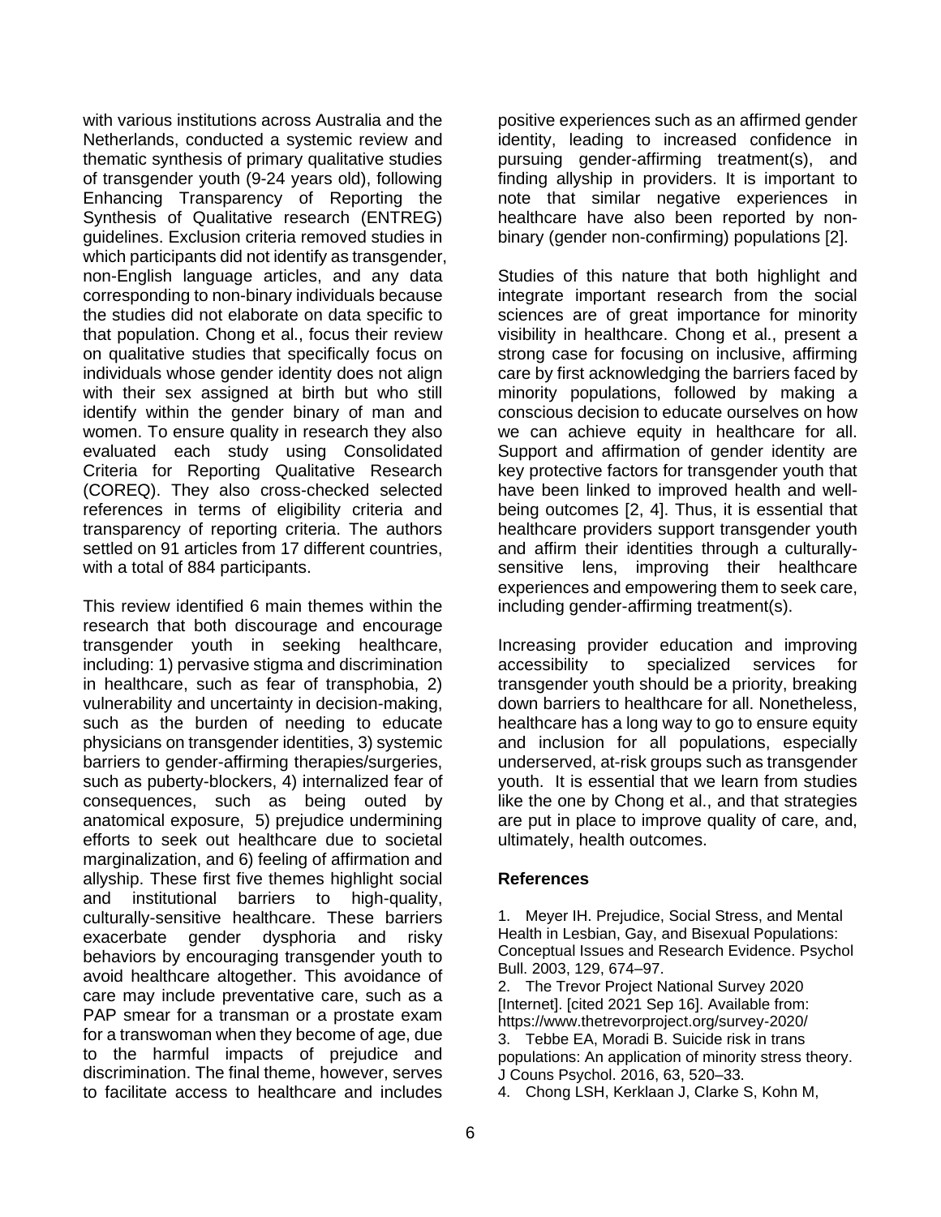with various institutions across Australia and the Netherlands, conducted a systemic review and thematic synthesis of primary qualitative studies of transgender youth (9-24 years old), following Enhancing Transparency of Reporting the Synthesis of Qualitative research (ENTREG) guidelines. Exclusion criteria removed studies in which participants did not identify as transgender, non-English language articles, and any data corresponding to non-binary individuals because the studies did not elaborate on data specific to that population. Chong et al., focus their review on qualitative studies that specifically focus on individuals whose gender identity does not align with their sex assigned at birth but who still identify within the gender binary of man and women. To ensure quality in research they also evaluated each study using Consolidated Criteria for Reporting Qualitative Research (COREQ). They also cross-checked selected references in terms of eligibility criteria and transparency of reporting criteria. The authors settled on 91 articles from 17 different countries, with a total of 884 participants.

This review identified 6 main themes within the research that both discourage and encourage transgender youth in seeking healthcare, including: 1) pervasive stigma and discrimination in healthcare, such as fear of transphobia, 2) vulnerability and uncertainty in decision-making, such as the burden of needing to educate physicians on transgender identities, 3) systemic barriers to gender-affirming therapies/surgeries, such as puberty-blockers, 4) internalized fear of consequences, such as being outed by anatomical exposure, 5) prejudice undermining efforts to seek out healthcare due to societal marginalization, and 6) feeling of affirmation and allyship. These first five themes highlight social and institutional barriers to high-quality, culturally-sensitive healthcare. These barriers exacerbate gender dysphoria and risky behaviors by encouraging transgender youth to avoid healthcare altogether. This avoidance of care may include preventative care, such as a PAP smear for a transman or a prostate exam for a transwoman when they become of age, due to the harmful impacts of prejudice and discrimination. The final theme, however, serves to facilitate access to healthcare and includes positive experiences such as an affirmed gender identity, leading to increased confidence in pursuing gender-affirming treatment(s), and finding allyship in providers. It is important to note that similar negative experiences in healthcare have also been reported by non-binary (gender non-confirming) populations [2].

Studies of this nature that both highlight and integrate important research from the social sciences are of great importance for minority visibility in healthcare. Chong et al., present a strong case for focusing on inclusive, affirming care by first acknowledging the barriers faced by minority populations, followed by making a conscious decision to educate ourselves on how we can achieve equity in healthcare for all. Support and affirmation of gender identity are key protective factors for transgender youth that have been linked to improved health and well-being outcomes [2, 4]. Thus, it is essential that healthcare providers support transgender youth and affirm their identities through a culturally-sensitive lens, improving their healthcare experiences and empowering them to seek care, including gender-affirming treatment(s).

Increasing provider education and improving accessibility to specialized services for transgender youth should be a priority, breaking down barriers to healthcare for all. Nonetheless, healthcare has a long way to go to ensure equity and inclusion for all populations, especially underserved, at-risk groups such as transgender youth. It is essential that we learn from studies like the one by Chong et al., and that strategies are put in place to improve quality of care, and, ultimately, health outcomes.

## References

1. Meyer IH. Prejudice, Social Stress, and Mental Health in Lesbian, Gay, and Bisexual Populations: Conceptual Issues and Research Evidence. Psychol Bull. 2003, 129, 674–97.
2. The Trevor Project National Survey 2020 [Internet]. [cited 2021 Sep 16]. Available from: https://www.thetrevorproject.org/survey-2020/
3. Tebbe EA, Moradi B. Suicide risk in trans populations: An application of minority stress theory. J Couns Psychol. 2016, 63, 520–33.
4. Chong LSH, Kerklaan J, Clarke S, Kohn M,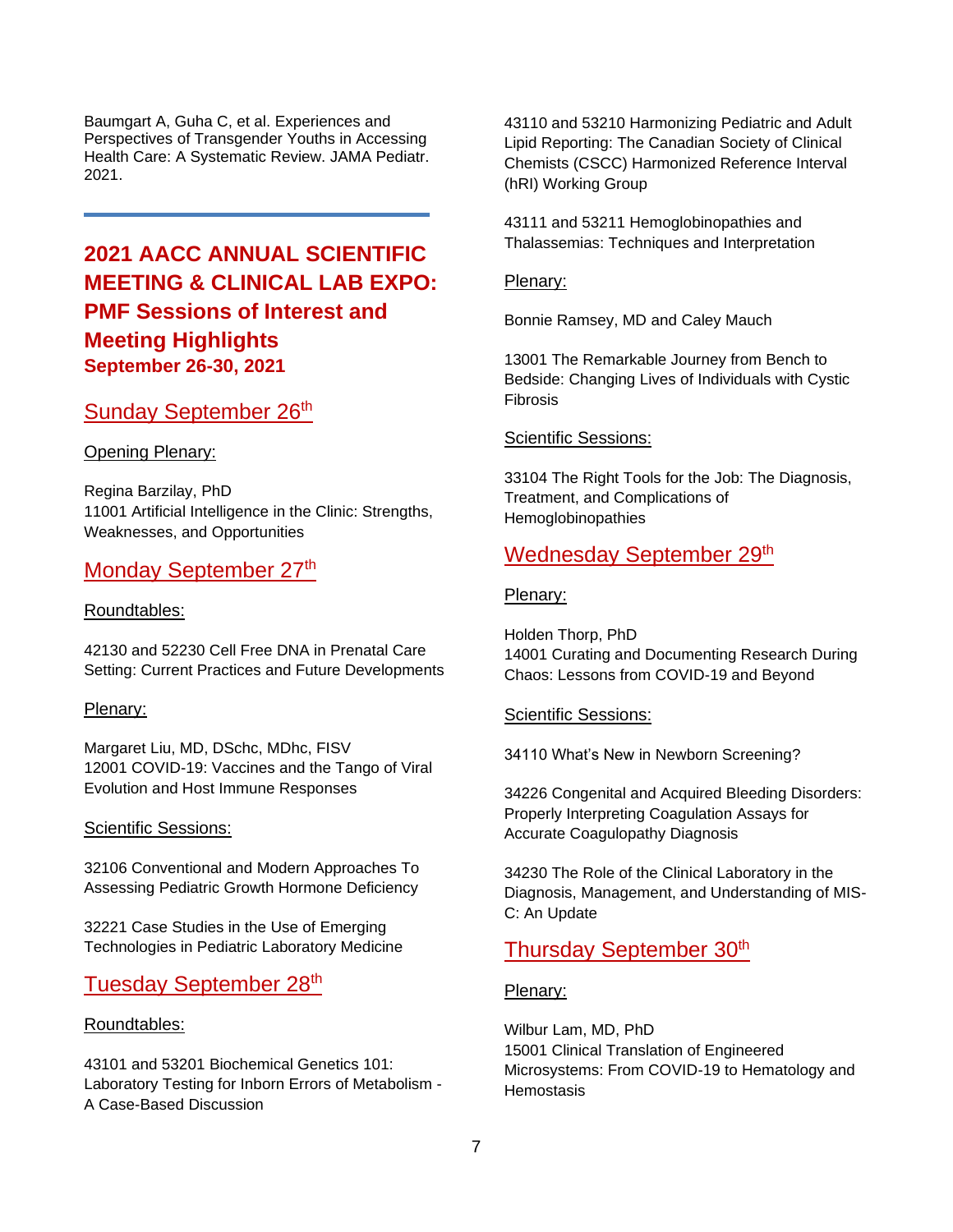Baumgart A, Guha C, et al. Experiences and Perspectives of Transgender Youths in Accessing Health Care: A Systematic Review. JAMA Pediatr. 2021.

---

## 2021 AACC ANNUAL SCIENTIFIC MEETING & CLINICAL LAB EXPO: PMF Sessions of Interest and Meeting Highlights

**September 26-30, 2021**

### Sunday September 26th

Opening Plenary:

Regina Barzilay, PhD
11001 Artificial Intelligence in the Clinic: Strengths, Weaknesses, and Opportunities

### Monday September 27th

Roundtables:

42130 and 52230 Cell Free DNA in Prenatal Care Setting: Current Practices and Future Developments

Plenary:

Margaret Liu, MD, DSchc, MDhc, FISV
12001 COVID-19: Vaccines and the Tango of Viral Evolution and Host Immune Responses

Scientific Sessions:

32106 Conventional and Modern Approaches To Assessing Pediatric Growth Hormone Deficiency

32221 Case Studies in the Use of Emerging Technologies in Pediatric Laboratory Medicine

### Tuesday September 28th

Roundtables:

43101 and 53201 Biochemical Genetics 101: Laboratory Testing for Inborn Errors of Metabolism - A Case-Based Discussion

43110 and 53210 Harmonizing Pediatric and Adult Lipid Reporting: The Canadian Society of Clinical Chemists (CSCC) Harmonized Reference Interval (hRI) Working Group

43111 and 53211 Hemoglobinopathies and Thalassemias: Techniques and Interpretation

Plenary:

Bonnie Ramsey, MD and Caley Mauch

13001 The Remarkable Journey from Bench to Bedside: Changing Lives of Individuals with Cystic Fibrosis

Scientific Sessions:

33104 The Right Tools for the Job: The Diagnosis, Treatment, and Complications of Hemoglobinopathies

### Wednesday September 29th

Plenary:

Holden Thorp, PhD
14001 Curating and Documenting Research During Chaos: Lessons from COVID-19 and Beyond

Scientific Sessions:

34110 What's New in Newborn Screening?

34226 Congenital and Acquired Bleeding Disorders: Properly Interpreting Coagulation Assays for Accurate Coagulopathy Diagnosis

34230 The Role of the Clinical Laboratory in the Diagnosis, Management, and Understanding of MIS-C: An Update

### Thursday September 30th

Plenary:

Wilbur Lam, MD, PhD
15001 Clinical Translation of Engineered Microsystems: From COVID-19 to Hematology and Hemostasis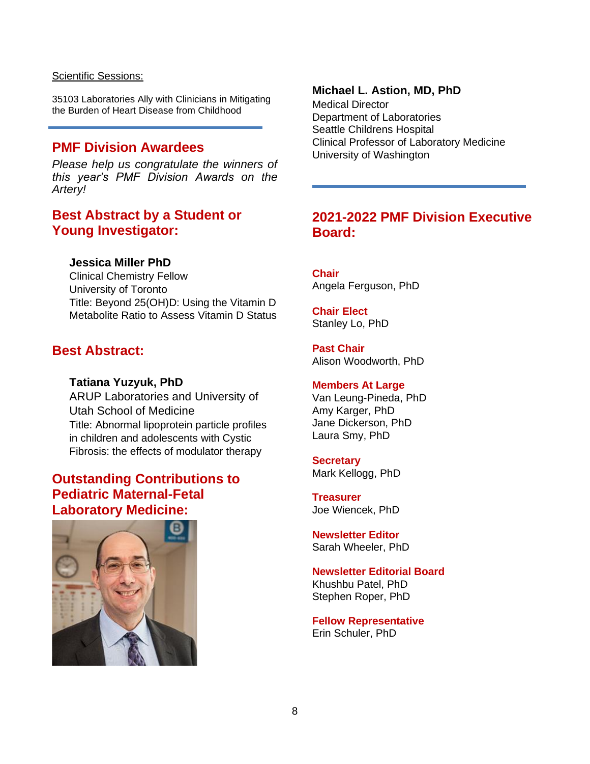Scientific Sessions:

35103 Laboratories Ally with Clinicians in Mitigating the Burden of Heart Disease from Childhood

## PMF Division Awardees

*Please help us congratulate the winners of this year's PMF Division Awards on the Artery!*

### Best Abstract by a Student or Young Investigator:

**Jessica Miller PhD**
Clinical Chemistry Fellow
University of Toronto
Title: Beyond 25(OH)D: Using the Vitamin D Metabolite Ratio to Assess Vitamin D Status

### Best Abstract:

**Tatiana Yuzyuk, PhD**
ARUP Laboratories and University of Utah School of Medicine
Title: Abnormal lipoprotein particle profiles in children and adolescents with Cystic Fibrosis: the effects of modulator therapy

### Outstanding Contributions to Pediatric Maternal-Fetal Laboratory Medicine:

**Michael L. Astion, MD, PhD**
Medical Director
Department of Laboratories
Seattle Childrens Hospital
Clinical Professor of Laboratory Medicine
University of Washington

## 2021-2022 PMF Division Executive Board:

**Chair**
Angela Ferguson, PhD

**Chair Elect**
Stanley Lo, PhD

**Past Chair**
Alison Woodworth, PhD

**Members At Large**
Van Leung-Pineda, PhD
Amy Karger, PhD
Jane Dickerson, PhD
Laura Smy, PhD

**Secretary**
Mark Kellogg, PhD

**Treasurer**
Joe Wiencek, PhD

**Newsletter Editor**
Sarah Wheeler, PhD

**Newsletter Editorial Board**
Khushbu Patel, PhD
Stephen Roper, PhD

**Fellow Representative**
Erin Schuler, PhD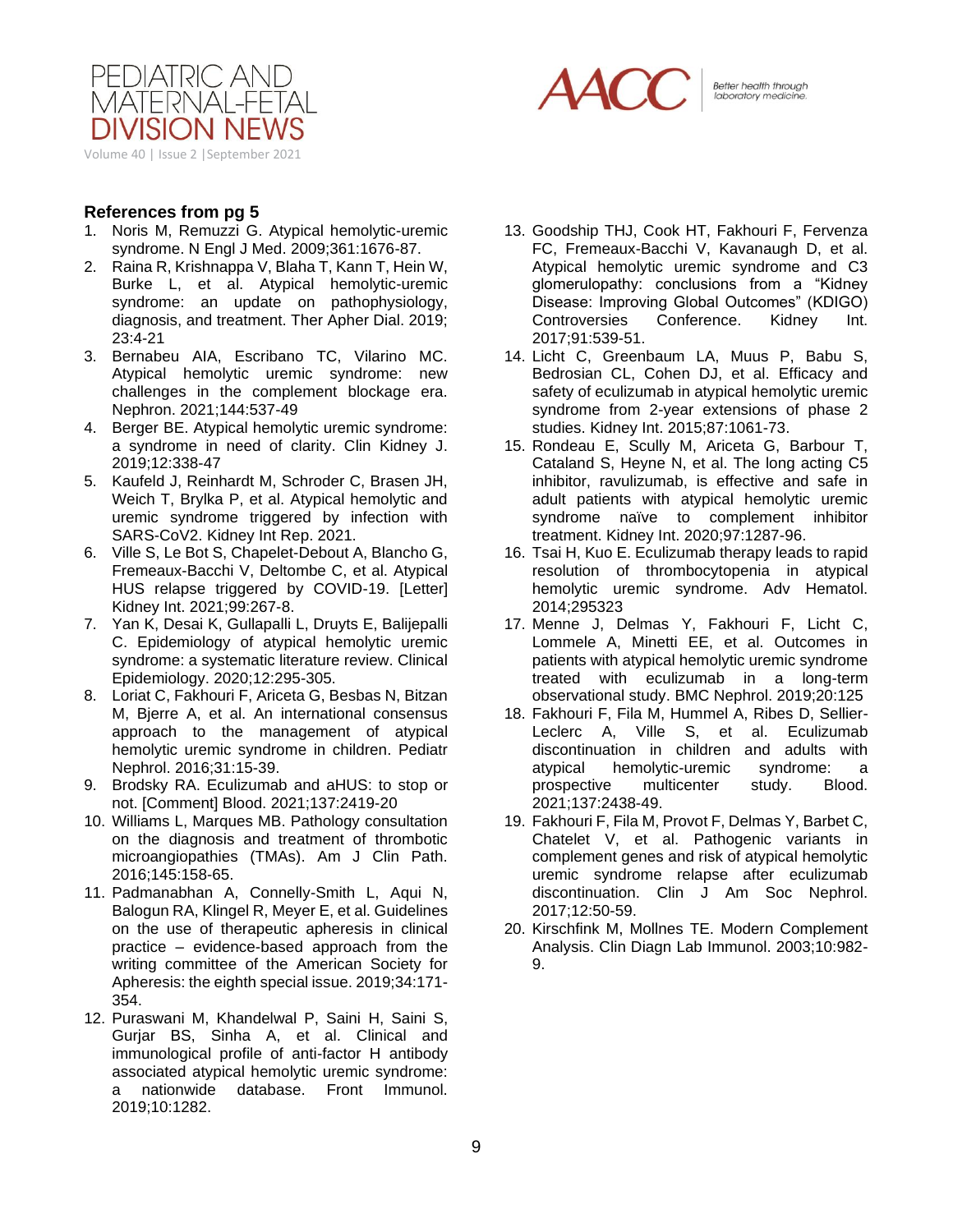## References from pg 5

1. Noris M, Remuzzi G. Atypical hemolytic-uremic syndrome. N Engl J Med. 2009;361:1676-87.
2. Raina R, Krishnappa V, Blaha T, Kann T, Hein W, Burke L, et al. Atypical hemolytic-uremic syndrome: an update on pathophysiology, diagnosis, and treatment. Ther Apher Dial. 2019; 23:4-21
3. Bernabeu AIA, Escribano TC, Vilarino MC. Atypical hemolytic uremic syndrome: new challenges in the complement blockage era. Nephron. 2021;144:537-49
4. Berger BE. Atypical hemolytic uremic syndrome: a syndrome in need of clarity. Clin Kidney J. 2019;12:338-47
5. Kaufeld J, Reinhardt M, Schroder C, Brasen JH, Weich T, Brylka P, et al. Atypical hemolytic and uremic syndrome triggered by infection with SARS-CoV2. Kidney Int Rep. 2021.
6. Ville S, Le Bot S, Chapelet-Debout A, Blancho G, Fremeaux-Bacchi V, Deltombe C, et al. Atypical HUS relapse triggered by COVID-19. [Letter] Kidney Int. 2021;99:267-8.
7. Yan K, Desai K, Gullapalli L, Druyts E, Balijepalli C. Epidemiology of atypical hemolytic uremic syndrome: a systematic literature review. Clinical Epidemiology. 2020;12:295-305.
8. Loriat C, Fakhouri F, Ariceta G, Besbas N, Bitzan M, Bjerre A, et al. An international consensus approach to the management of atypical hemolytic uremic syndrome in children. Pediatr Nephrol. 2016;31:15-39.
9. Brodsky RA. Eculizumab and aHUS: to stop or not. [Comment] Blood. 2021;137:2419-20
10. Williams L, Marques MB. Pathology consultation on the diagnosis and treatment of thrombotic microangiopathies (TMAs). Am J Clin Path. 2016;145:158-65.
11. Padmanabhan A, Connelly-Smith L, Aqui N, Balogun RA, Klingel R, Meyer E, et al. Guidelines on the use of therapeutic apheresis in clinical practice – evidence-based approach from the writing committee of the American Society for Apheresis: the eighth special issue. 2019;34:171-354.
12. Puraswani M, Khandelwal P, Saini H, Saini S, Gurjar BS, Sinha A, et al. Clinical and immunological profile of anti-factor H antibody associated atypical hemolytic uremic syndrome: a nationwide database. Front Immunol. 2019;10:1282.
13. Goodship THJ, Cook HT, Fakhouri F, Fervenza FC, Fremeaux-Bacchi V, Kavanaugh D, et al. Atypical hemolytic uremic syndrome and C3 glomerulopathy: conclusions from a "Kidney Disease: Improving Global Outcomes" (KDIGO) Controversies Conference. Kidney Int. 2017;91:539-51.
14. Licht C, Greenbaum LA, Muus P, Babu S, Bedrosian CL, Cohen DJ, et al. Efficacy and safety of eculizumab in atypical hemolytic uremic syndrome from 2-year extensions of phase 2 studies. Kidney Int. 2015;87:1061-73.
15. Rondeau E, Scully M, Ariceta G, Barbour T, Cataland S, Heyne N, et al. The long acting C5 inhibitor, ravulizumab, is effective and safe in adult patients with atypical hemolytic uremic syndrome naïve to complement inhibitor treatment. Kidney Int. 2020;97:1287-96.
16. Tsai H, Kuo E. Eculizumab therapy leads to rapid resolution of thrombocytopenia in atypical hemolytic uremic syndrome. Adv Hematol. 2014;295323
17. Menne J, Delmas Y, Fakhouri F, Licht C, Lommele A, Minetti EE, et al. Outcomes in patients with atypical hemolytic uremic syndrome treated with eculizumab in a long-term observational study. BMC Nephrol. 2019;20:125
18. Fakhouri F, Fila M, Hummel A, Ribes D, Sellier-Leclerc A, Ville S, et al. Eculizumab discontinuation in children and adults with atypical hemolytic-uremic syndrome: a prospective multicenter study. Blood. 2021;137:2438-49.
19. Fakhouri F, Fila M, Provot F, Delmas Y, Barbet C, Chatelet V, et al. Pathogenic variants in complement genes and risk of atypical hemolytic uremic syndrome relapse after eculizumab discontinuation. Clin J Am Soc Nephrol. 2017;12:50-59.
20. Kirschfink M, Mollnes TE. Modern Complement Analysis. Clin Diagn Lab Immunol. 2003;10:982-9.